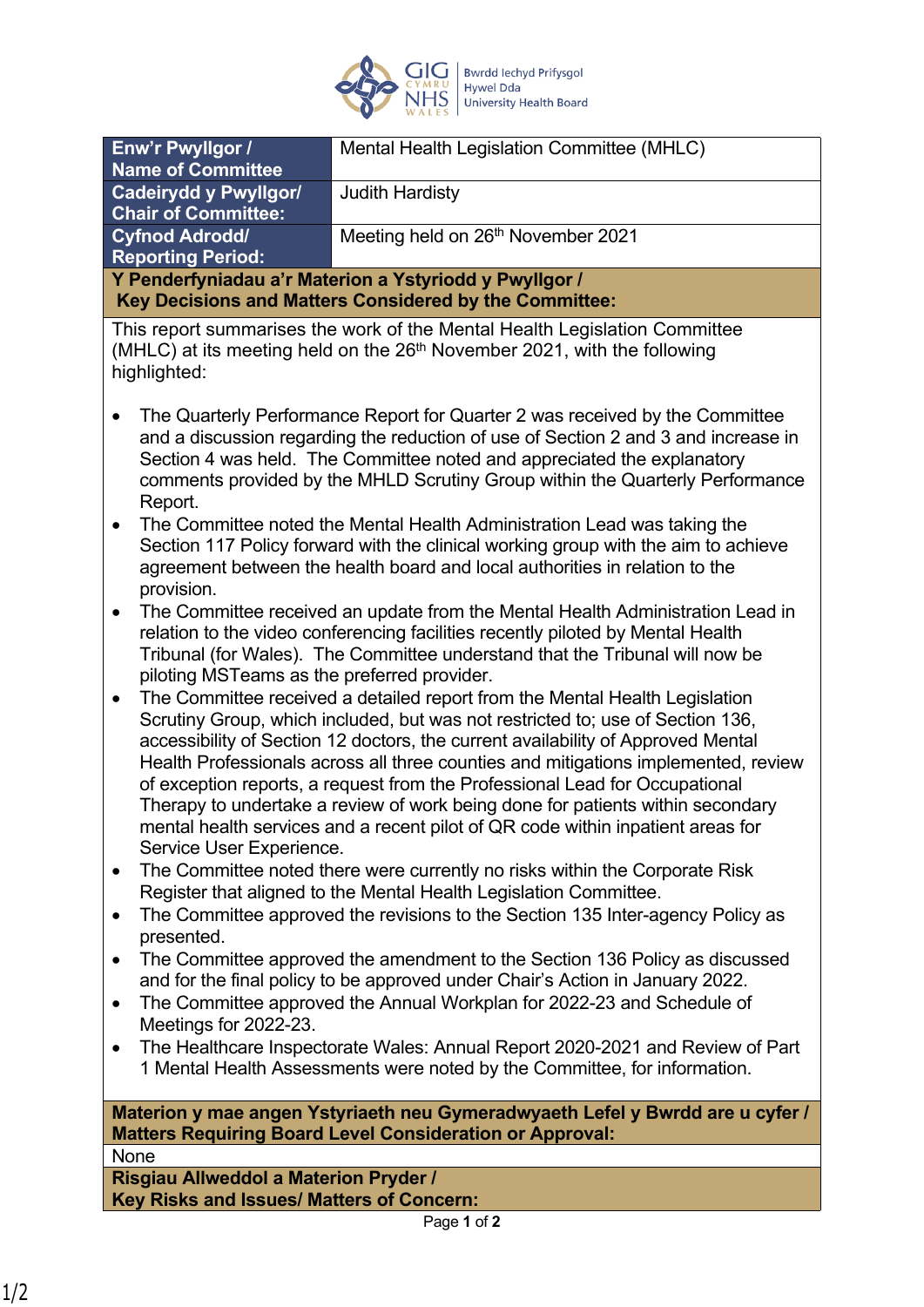| Enw'r Pwyllgor / Name of Committee | Mental Health Legislation Committee (MHLC) |
|---|---|
| Cadeirydd y Pwyllgor/ Chair of Committee: | Judith Hardisty |
| Cyfnod Adrodd/ Reporting Period: | Meeting held on 26th November 2021 |

**Y Penderfyniadau a'r Materion a Ystyriodd y Pwyllgor / Key Decisions and Matters Considered by the Committee:**

This report summarises the work of the Mental Health Legislation Committee (MHLC) at its meeting held on the 26th November 2021, with the following highlighted:

- The Quarterly Performance Report for Quarter 2 was received by the Committee and a discussion regarding the reduction of use of Section 2 and 3 and increase in Section 4 was held. The Committee noted and appreciated the explanatory comments provided by the MHLD Scrutiny Group within the Quarterly Performance Report.
- The Committee noted the Mental Health Administration Lead was taking the Section 117 Policy forward with the clinical working group with the aim to achieve agreement between the health board and local authorities in relation to the provision.
- The Committee received an update from the Mental Health Administration Lead in relation to the video conferencing facilities recently piloted by Mental Health Tribunal (for Wales). The Committee understand that the Tribunal will now be piloting MSTeams as the preferred provider.
- The Committee received a detailed report from the Mental Health Legislation Scrutiny Group, which included, but was not restricted to; use of Section 136, accessibility of Section 12 doctors, the current availability of Approved Mental Health Professionals across all three counties and mitigations implemented, review of exception reports, a request from the Professional Lead for Occupational Therapy to undertake a review of work being done for patients within secondary mental health services and a recent pilot of QR code within inpatient areas for Service User Experience.
- The Committee noted there were currently no risks within the Corporate Risk Register that aligned to the Mental Health Legislation Committee.
- The Committee approved the revisions to the Section 135 Inter-agency Policy as presented.
- The Committee approved the amendment to the Section 136 Policy as discussed and for the final policy to be approved under Chair's Action in January 2022.
- The Committee approved the Annual Workplan for 2022-23 and Schedule of Meetings for 2022-23.
- The Healthcare Inspectorate Wales: Annual Report 2020-2021 and Review of Part 1 Mental Health Assessments were noted by the Committee, for information.

**Materion y mae angen Ystyriaeth neu Gymeradwyaeth Lefel y Bwrdd are u cyfer / Matters Requiring Board Level Consideration or Approval:**

None

**Risgiau Allweddol a Materion Pryder / Key Risks and Issues/ Matters of Concern:**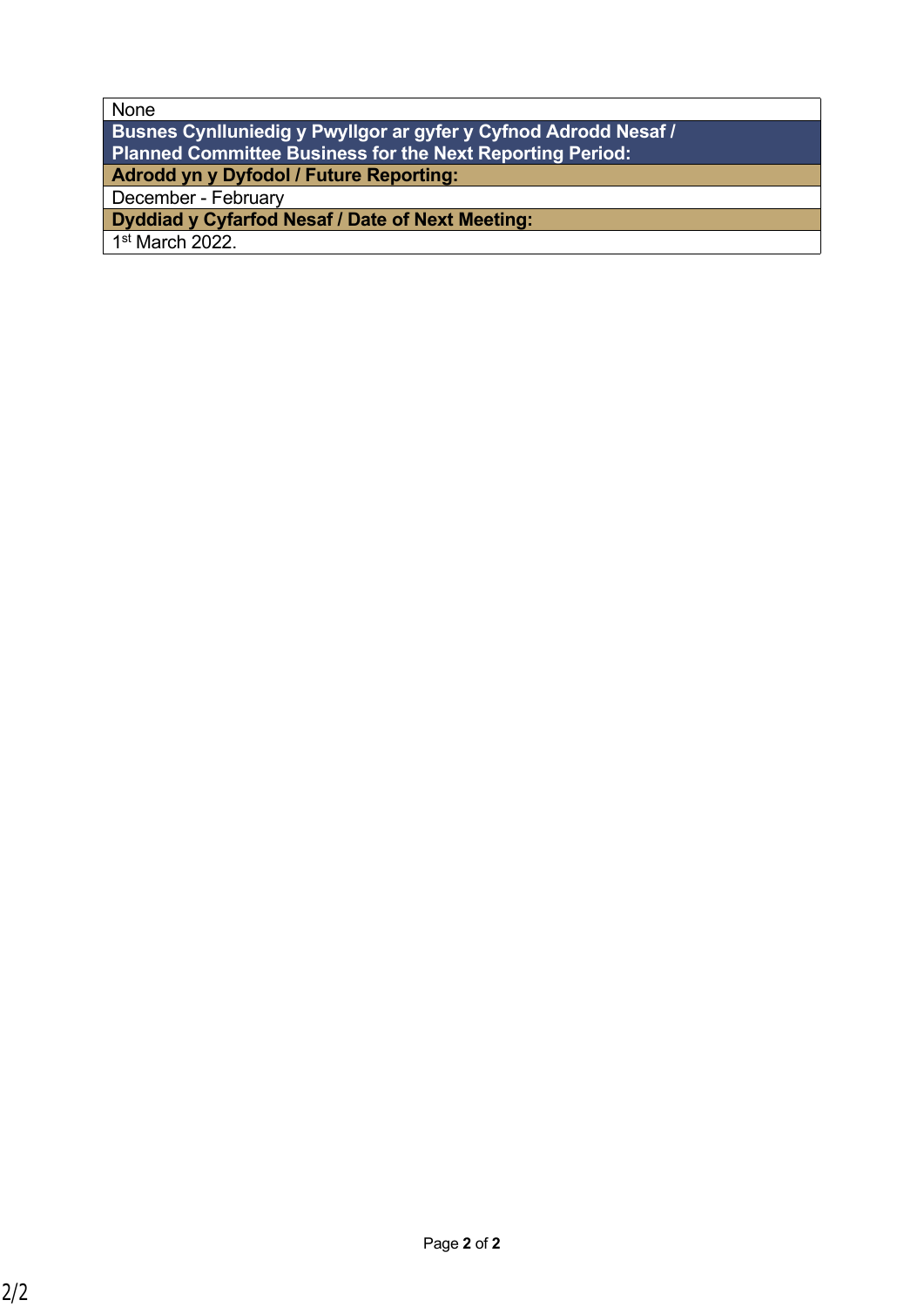| |
|---|
| None |
| **Busnes Cynlluniedig y Pwyllgor ar gyfer y Cyfnod Adrodd Nesaf / Planned Committee Business for the Next Reporting Period:** |
| **Adrodd yn y Dyfodol / Future Reporting:** |
| December - February |
| **Dyddiad y Cyfarfod Nesaf / Date of Next Meeting:** |
| 1st March 2022. |